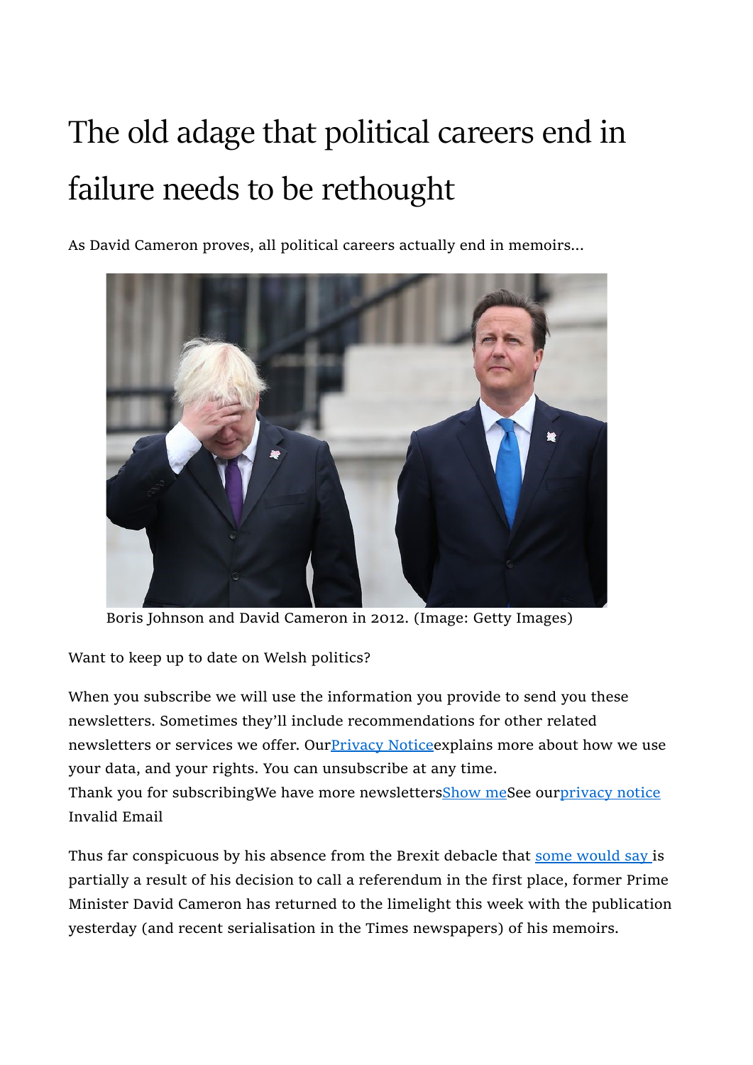# The old adage that political careers end in failure needs to be rethought

As David Cameron proves, all political careers actually end in memoirs...

Boris Johnson and David Cameron in 2012. (Image: Getty Images)

Want to keep up to date on Welsh politics?

When you subscribe we will use the information you provide to send you these newsletters. Sometimes they'll include recommendations for other related newsletters or services we offer. OurPrivacy Noticeexplains more about how we use your data, and your rights. You can unsubscribe at any time.
Thank you for subscribingWe have more newslettersShow meSee ourprivacy notice
Invalid Email

Thus far conspicuous by his absence from the Brexit debacle that some would say is partially a result of his decision to call a referendum in the first place, former Prime Minister David Cameron has returned to the limelight this week with the publication yesterday (and recent serialisation in the Times newspapers) of his memoirs.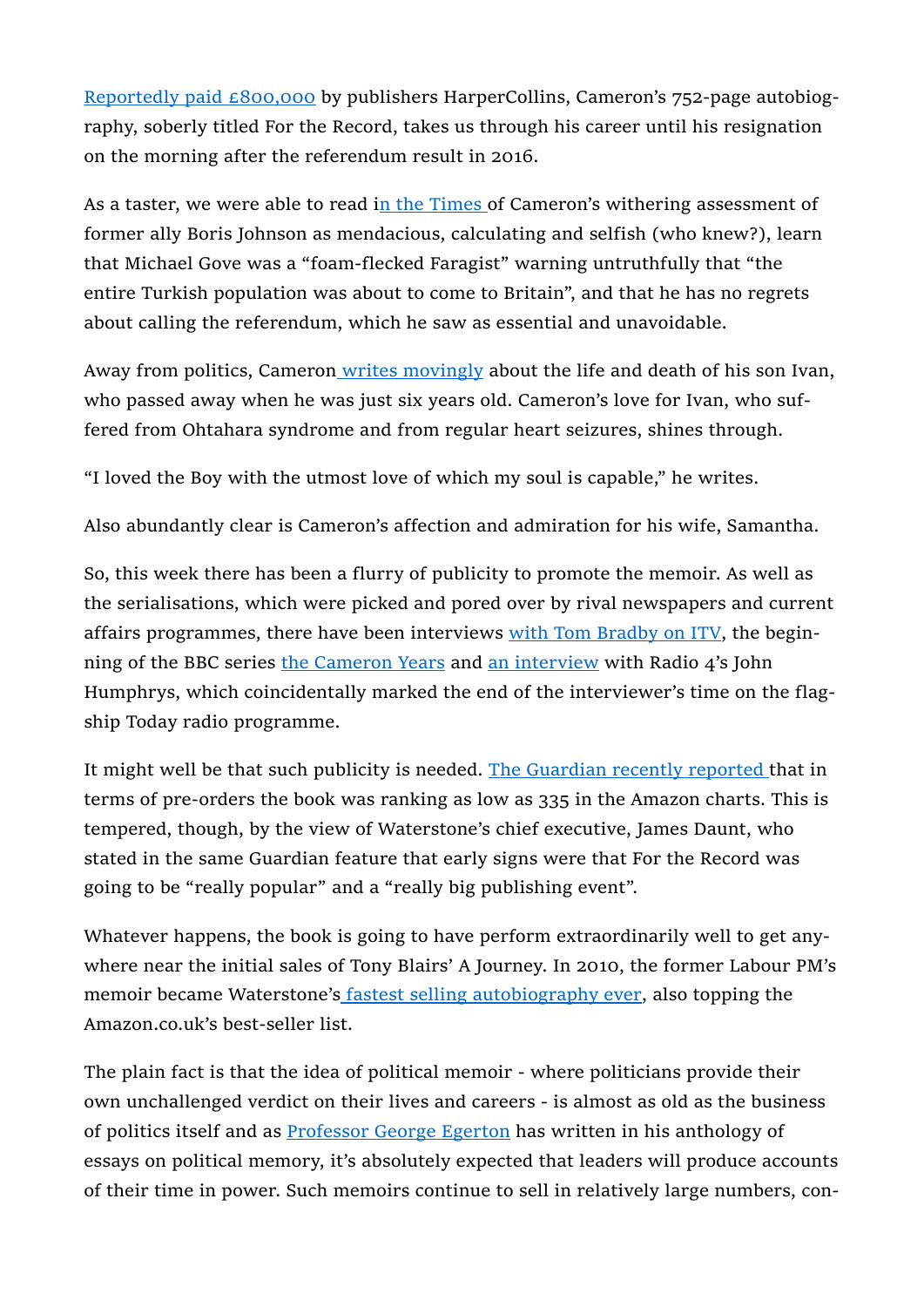Reportedly paid £800,000 by publishers HarperCollins, Cameron's 752-page autobiography, soberly titled For the Record, takes us through his career until his resignation on the morning after the referendum result in 2016.

As a taster, we were able to read in the Times of Cameron's withering assessment of former ally Boris Johnson as mendacious, calculating and selfish (who knew?), learn that Michael Gove was a "foam-flecked Faragist" warning untruthfully that "the entire Turkish population was about to come to Britain", and that he has no regrets about calling the referendum, which he saw as essential and unavoidable.

Away from politics, Cameron writes movingly about the life and death of his son Ivan, who passed away when he was just six years old. Cameron's love for Ivan, who suffered from Ohtahara syndrome and from regular heart seizures, shines through.

"I loved the Boy with the utmost love of which my soul is capable," he writes.

Also abundantly clear is Cameron's affection and admiration for his wife, Samantha.

So, this week there has been a flurry of publicity to promote the memoir. As well as the serialisations, which were picked and pored over by rival newspapers and current affairs programmes, there have been interviews with Tom Bradby on ITV, the beginning of the BBC series the Cameron Years and an interview with Radio 4's John Humphrys, which coincidentally marked the end of the interviewer's time on the flagship Today radio programme.

It might well be that such publicity is needed. The Guardian recently reported that in terms of pre-orders the book was ranking as low as 335 in the Amazon charts. This is tempered, though, by the view of Waterstone's chief executive, James Daunt, who stated in the same Guardian feature that early signs were that For the Record was going to be "really popular" and a "really big publishing event".

Whatever happens, the book is going to have perform extraordinarily well to get anywhere near the initial sales of Tony Blairs' A Journey. In 2010, the former Labour PM's memoir became Waterstone's fastest selling autobiography ever, also topping the Amazon.co.uk's best-seller list.

The plain fact is that the idea of political memoir - where politicians provide their own unchallenged verdict on their lives and careers - is almost as old as the business of politics itself and as Professor George Egerton has written in his anthology of essays on political memory, it's absolutely expected that leaders will produce accounts of their time in power. Such memoirs continue to sell in relatively large numbers, con-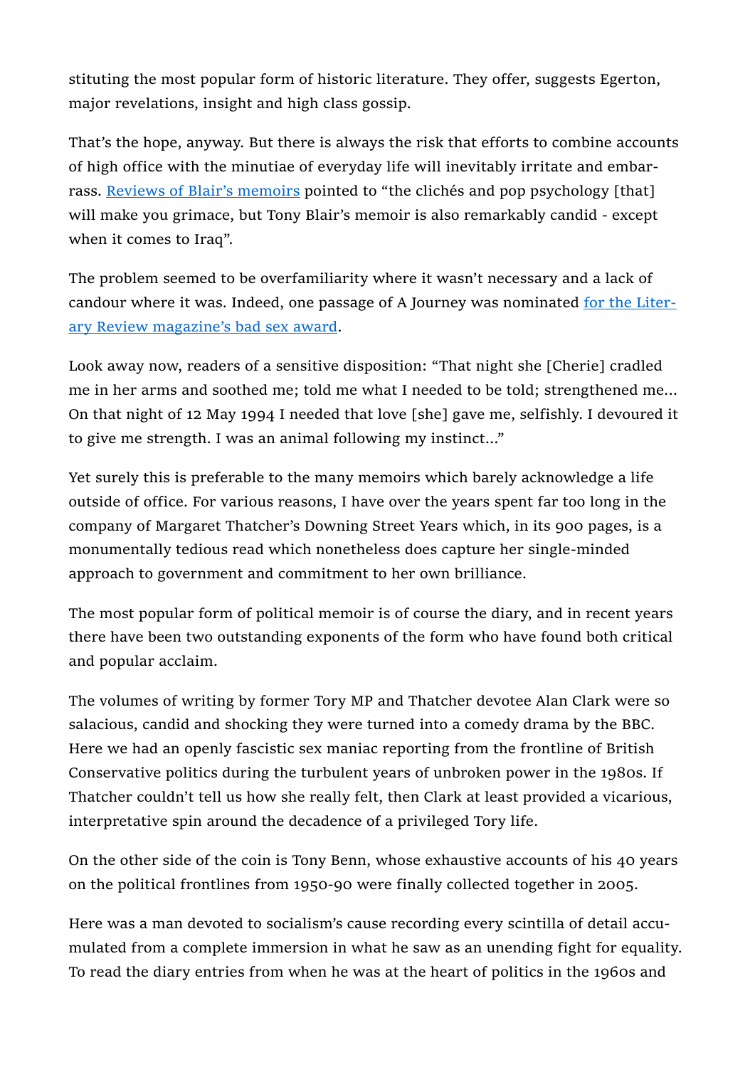stituting the most popular form of historic literature. They offer, suggests Egerton, major revelations, insight and high class gossip.

That's the hope, anyway. But there is always the risk that efforts to combine accounts of high office with the minutiae of everyday life will inevitably irritate and embarrass. [Reviews of Blair's memoirs] pointed to "the clichés and pop psychology [that] will make you grimace, but Tony Blair's memoir is also remarkably candid - except when it comes to Iraq".

The problem seemed to be overfamiliarity where it wasn't necessary and a lack of candour where it was. Indeed, one passage of A Journey was nominated [for the Literary Review magazine's bad sex award].

Look away now, readers of a sensitive disposition: "That night she [Cherie] cradled me in her arms and soothed me; told me what I needed to be told; strengthened me... On that night of 12 May 1994 I needed that love [she] gave me, selfishly. I devoured it to give me strength. I was an animal following my instinct..."

Yet surely this is preferable to the many memoirs which barely acknowledge a life outside of office. For various reasons, I have over the years spent far too long in the company of Margaret Thatcher's Downing Street Years which, in its 900 pages, is a monumentally tedious read which nonetheless does capture her single-minded approach to government and commitment to her own brilliance.

The most popular form of political memoir is of course the diary, and in recent years there have been two outstanding exponents of the form who have found both critical and popular acclaim.

The volumes of writing by former Tory MP and Thatcher devotee Alan Clark were so salacious, candid and shocking they were turned into a comedy drama by the BBC. Here we had an openly fascistic sex maniac reporting from the frontline of British Conservative politics during the turbulent years of unbroken power in the 1980s. If Thatcher couldn't tell us how she really felt, then Clark at least provided a vicarious, interpretative spin around the decadence of a privileged Tory life.

On the other side of the coin is Tony Benn, whose exhaustive accounts of his 40 years on the political frontlines from 1950-90 were finally collected together in 2005.

Here was a man devoted to socialism's cause recording every scintilla of detail accumulated from a complete immersion in what he saw as an unending fight for equality. To read the diary entries from when he was at the heart of politics in the 1960s and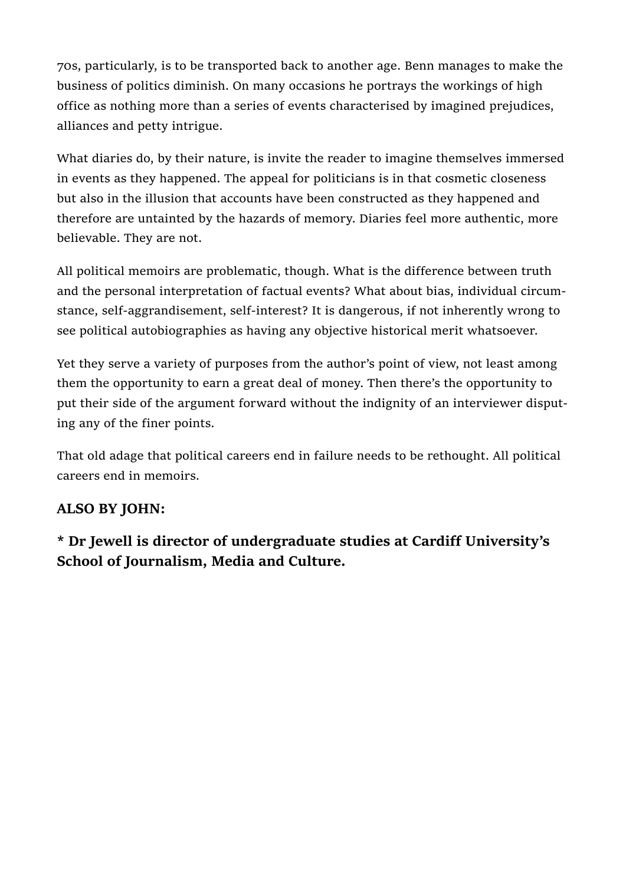70s, particularly, is to be transported back to another age. Benn manages to make the business of politics diminish. On many occasions he portrays the workings of high office as nothing more than a series of events characterised by imagined prejudices, alliances and petty intrigue.

What diaries do, by their nature, is invite the reader to imagine themselves immersed in events as they happened. The appeal for politicians is in that cosmetic closeness but also in the illusion that accounts have been constructed as they happened and therefore are untainted by the hazards of memory. Diaries feel more authentic, more believable. They are not.

All political memoirs are problematic, though. What is the difference between truth and the personal interpretation of factual events? What about bias, individual circumstance, self-aggrandisement, self-interest? It is dangerous, if not inherently wrong to see political autobiographies as having any objective historical merit whatsoever.

Yet they serve a variety of purposes from the author's point of view, not least among them the opportunity to earn a great deal of money. Then there's the opportunity to put their side of the argument forward without the indignity of an interviewer disputing any of the finer points.

That old adage that political careers end in failure needs to be rethought. All political careers end in memoirs.

### ALSO BY JOHN:

### * Dr Jewell is director of undergraduate studies at Cardiff University's School of Journalism, Media and Culture.